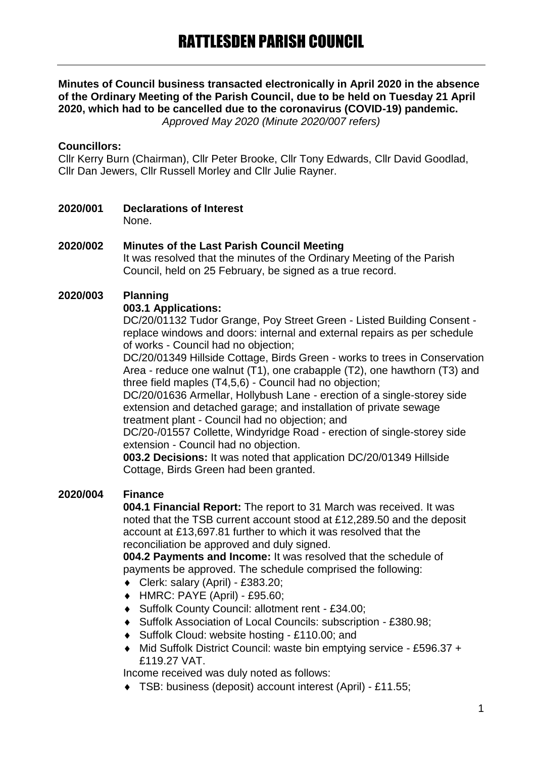# RATTLESDEN PARISH COUNCIL

**Minutes of Council business transacted electronically in April 2020 in the absence of the Ordinary Meeting of the Parish Council, due to be held on Tuesday 21 April 2020, which had to be cancelled due to the coronavirus (COVID-19) pandemic.**

*Approved May 2020 (Minute 2020/007 refers)*

**Councillors:**

Cllr Kerry Burn (Chairman), Cllr Peter Brooke, Cllr Tony Edwards, Cllr David Goodlad, Cllr Dan Jewers, Cllr Russell Morley and Cllr Julie Rayner.

**2020/001 Declarations of Interest**

None.

**2020/002 Minutes of the Last Parish Council Meeting**

It was resolved that the minutes of the Ordinary Meeting of the Parish Council, held on 25 February, be signed as a true record.

**2020/003 Planning**

**003.1 Applications:**

DC/20/01132 Tudor Grange, Poy Street Green - Listed Building Consent - replace windows and doors: internal and external repairs as per schedule of works - Council had no objection;

DC/20/01349 Hillside Cottage, Birds Green - works to trees in Conservation Area - reduce one walnut (T1), one crabapple (T2), one hawthorn (T3) and three field maples (T4,5,6) - Council had no objection;

DC/20/01636 Armellar, Hollybush Lane - erection of a single-storey side extension and detached garage; and installation of private sewage treatment plant - Council had no objection; and

DC/20-/01557 Collette, Windyridge Road - erection of single-storey side extension - Council had no objection.

**003.2 Decisions:** It was noted that application DC/20/01349 Hillside Cottage, Birds Green had been granted.

**2020/004 Finance**

**004.1 Financial Report:** The report to 31 March was received. It was noted that the TSB current account stood at £12,289.50 and the deposit account at £13,697.81 further to which it was resolved that the reconciliation be approved and duly signed.

**004.2 Payments and Income:** It was resolved that the schedule of payments be approved. The schedule comprised the following:

- Clerk: salary (April) - £383.20;
- HMRC: PAYE (April) - £95.60;
- Suffolk County Council: allotment rent - £34.00;
- Suffolk Association of Local Councils: subscription - £380.98;
- Suffolk Cloud: website hosting - £110.00; and
- Mid Suffolk District Council: waste bin emptying service - £596.37 + £119.27 VAT.

Income received was duly noted as follows:

- TSB: business (deposit) account interest (April) - £11.55;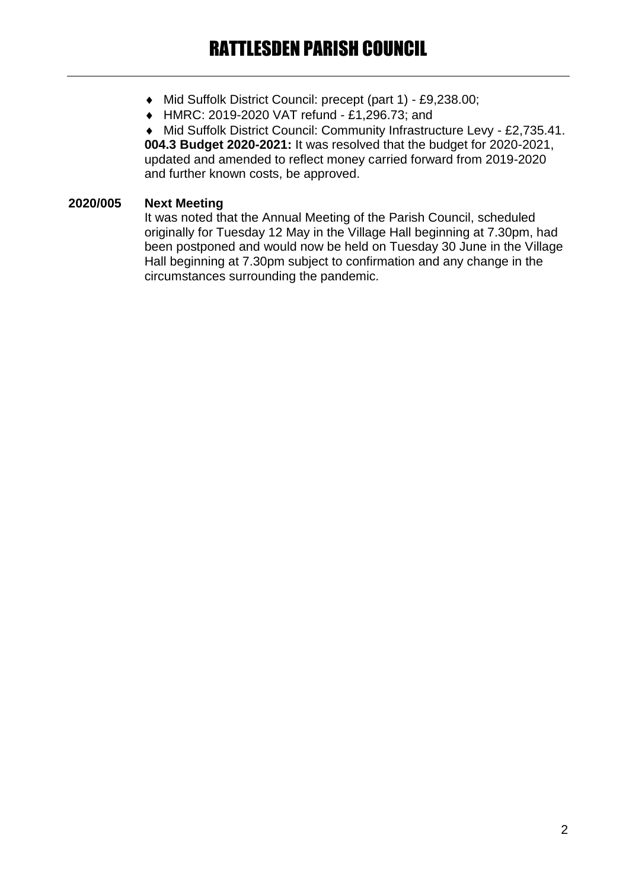- Mid Suffolk District Council: precept (part 1) - £9,238.00;
- HMRC: 2019-2020 VAT refund - £1,296.73; and
- Mid Suffolk District Council: Community Infrastructure Levy - £2,735.41.

**004.3 Budget 2020-2021:** It was resolved that the budget for 2020-2021, updated and amended to reflect money carried forward from 2019-2020 and further known costs, be approved.

**2020/005 Next Meeting**

It was noted that the Annual Meeting of the Parish Council, scheduled originally for Tuesday 12 May in the Village Hall beginning at 7.30pm, had been postponed and would now be held on Tuesday 30 June in the Village Hall beginning at 7.30pm subject to confirmation and any change in the circumstances surrounding the pandemic.